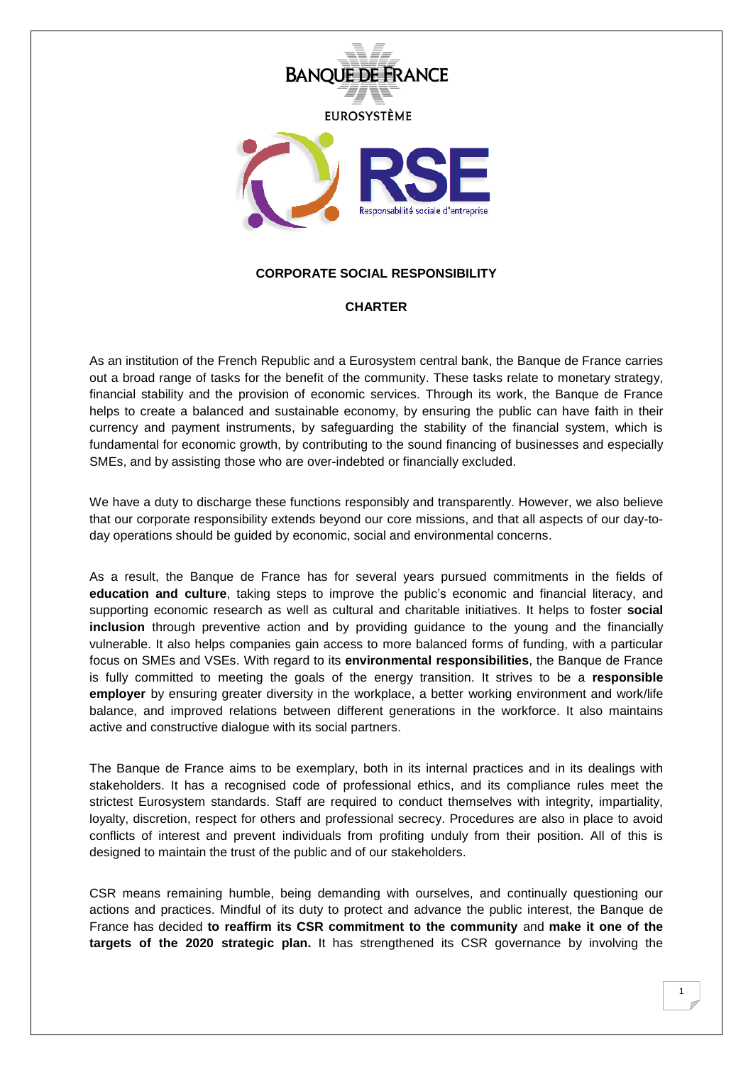BANQUE DE FRANCE

EUROSYSTÈME

RSE

Responsabilité sociale d'entreprise

# CORPORATE SOCIAL RESPONSIBILITY

# CHARTER

As an institution of the French Republic and a Eurosystem central bank, the Banque de France carries out a broad range of tasks for the benefit of the community. These tasks relate to monetary strategy, financial stability and the provision of economic services. Through its work, the Banque de France helps to create a balanced and sustainable economy, by ensuring the public can have faith in their currency and payment instruments, by safeguarding the stability of the financial system, which is fundamental for economic growth, by contributing to the sound financing of businesses and especially SMEs, and by assisting those who are over-indebted or financially excluded.

We have a duty to discharge these functions responsibly and transparently. However, we also believe that our corporate responsibility extends beyond our core missions, and that all aspects of our day-to-day operations should be guided by economic, social and environmental concerns.

As a result, the Banque de France has for several years pursued commitments in the fields of **education and culture**, taking steps to improve the public's economic and financial literacy, and supporting economic research as well as cultural and charitable initiatives. It helps to foster **social inclusion** through preventive action and by providing guidance to the young and the financially vulnerable. It also helps companies gain access to more balanced forms of funding, with a particular focus on SMEs and VSEs. With regard to its **environmental responsibilities**, the Banque de France is fully committed to meeting the goals of the energy transition. It strives to be a **responsible employer** by ensuring greater diversity in the workplace, a better working environment and work/life balance, and improved relations between different generations in the workforce. It also maintains active and constructive dialogue with its social partners.

The Banque de France aims to be exemplary, both in its internal practices and in its dealings with stakeholders. It has a recognised code of professional ethics, and its compliance rules meet the strictest Eurosystem standards. Staff are required to conduct themselves with integrity, impartiality, loyalty, discretion, respect for others and professional secrecy. Procedures are also in place to avoid conflicts of interest and prevent individuals from profiting unduly from their position. All of this is designed to maintain the trust of the public and of our stakeholders.

CSR means remaining humble, being demanding with ourselves, and continually questioning our actions and practices. Mindful of its duty to protect and advance the public interest, the Banque de France has decided **to reaffirm its CSR commitment to the community** and **make it one of the targets of the 2020 strategic plan.** It has strengthened its CSR governance by involving the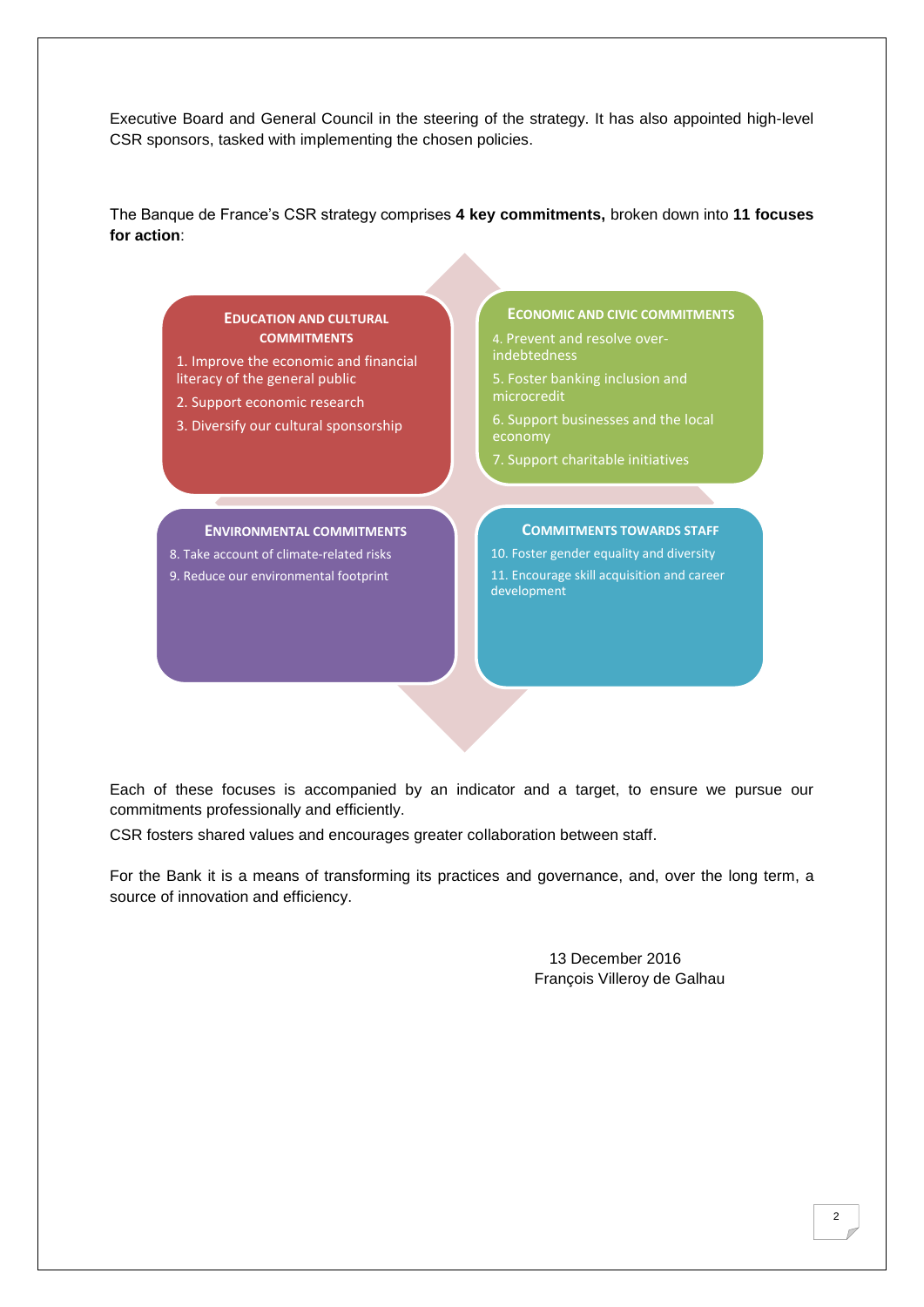Executive Board and General Council in the steering of the strategy. It has also appointed high-level CSR sponsors, tasked with implementing the chosen policies.

The Banque de France's CSR strategy comprises **4 key commitments,** broken down into **11 focuses for action**:

**EDUCATION AND CULTURAL COMMITMENTS**

1. Improve the economic and financial literacy of the general public
2. Support economic research
3. Diversify our cultural sponsorship

**ECONOMIC AND CIVIC COMMITMENTS**

4. Prevent and resolve over-indebtedness
5. Foster banking inclusion and microcredit
6. Support businesses and the local economy
7. Support charitable initiatives

**ENVIRONMENTAL COMMITMENTS**

8. Take account of climate-related risks
9. Reduce our environmental footprint

**COMMITMENTS TOWARDS STAFF**

10. Foster gender equality and diversity
11. Encourage skill acquisition and career development

Each of these focuses is accompanied by an indicator and a target, to ensure we pursue our commitments professionally and efficiently.

CSR fosters shared values and encourages greater collaboration between staff.

For the Bank it is a means of transforming its practices and governance, and, over the long term, a source of innovation and efficiency.

13 December 2016
François Villeroy de Galhau